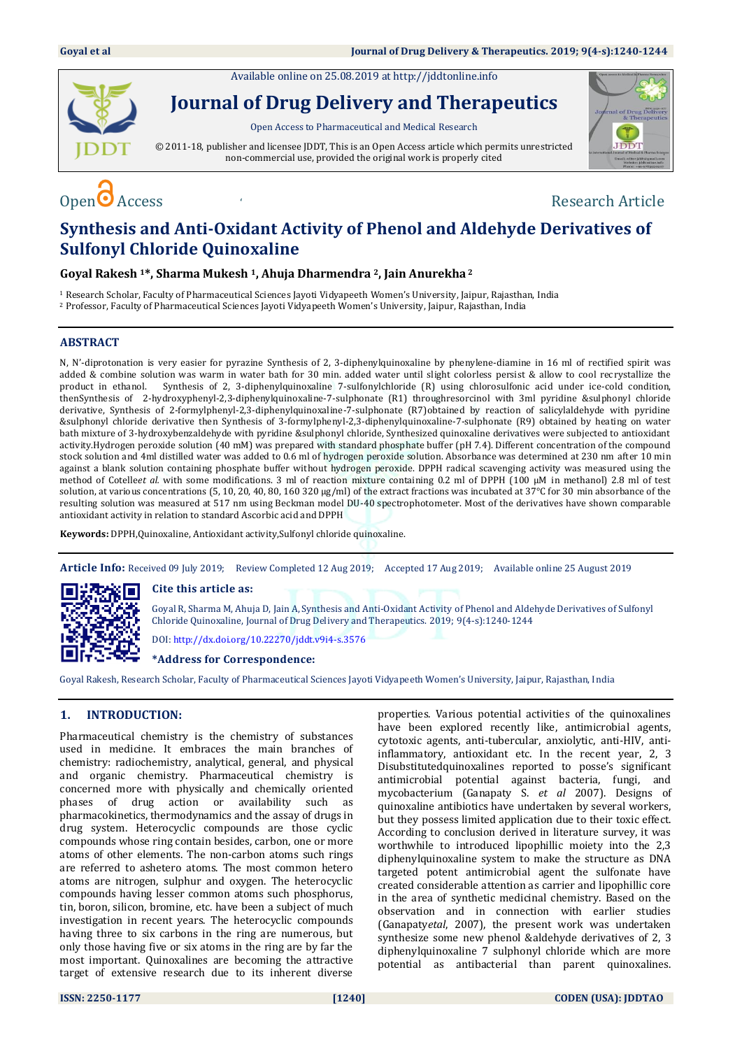Available online on 25.08.2019 at http://jddtonline.info

# Journal of Drug Delivery and Therapeutics

Open Access to Pharmaceutical and Medical Research

© 2011-18, publisher and licensee JDDT, This is an Open Access article which permits unrestricted non-commercial use, provided the original work is properly cited

Open Access Research Article

# Synthesis and Anti-Oxidant Activity of Phenol and Aldehyde Derivatives of Sulfonyl Chloride Quinoxaline

**Goyal Rakesh [1]*, Sharma Mukesh [1], Ahuja Dharmendra [2], Jain Anurekha [2]**

[1] Research Scholar, Faculty of Pharmaceutical Sciences Jayoti Vidyapeeth Women's University, Jaipur, Rajasthan, India

[2] Professor, Faculty of Pharmaceutical Sciences Jayoti Vidyapeeth Women's University, Jaipur, Rajasthan, India

## ABSTRACT

N, N'-diprotonation is very easier for pyrazine Synthesis of 2, 3-diphenylquinoxaline by phenylene-diamine in 16 ml of rectified spirit was added & combine solution was warm in water bath for 30 min. added water until slight colorless persist & allow to cool recrystallize the product in ethanol. Synthesis of 2, 3-diphenylquinoxaline 7-sulfonylchloride (R) using chlorosulfonic acid under ice-cold condition, thenSynthesis of 2-hydroxyphenyl-2,3-diphenylquinoxaline-7-sulphonate (R1) throughresorcinol with 3ml pyridine &sulphonyl chloride derivative, Synthesis of 2-formylphenyl-2,3-diphenylquinoxaline-7-sulphonate (R7)obtained by reaction of salicylaldehyde with pyridine &sulphonyl chloride derivative then Synthesis of 3-formylphenyl-2,3-diphenylquinoxaline-7-sulphonate (R9) obtained by heating on water bath mixture of 3-hydroxybenzaldehyde with pyridine &sulphonyl chloride, Synthesized quinoxaline derivatives were subjected to antioxidant activity.Hydrogen peroxide solution (40 mM) was prepared with standard phosphate buffer (pH 7.4). Different concentration of the compound stock solution and 4ml distilled water was added to 0.6 ml of hydrogen peroxide solution. Absorbance was determined at 230 nm after 10 min against a blank solution containing phosphate buffer without hydrogen peroxide. DPPH radical scavenging activity was measured using the method of Cotelle*et al.* with some modifications. 3 ml of reaction mixture containing 0.2 ml of DPPH (100 μM in methanol) 2.8 ml of test solution, at various concentrations (5, 10, 20, 40, 80, 160 320 μg/ml) of the extract fractions was incubated at 37°C for 30 min absorbance of the resulting solution was measured at 517 nm using Beckman model DU-40 spectrophotometer. Most of the derivatives have shown comparable antioxidant activity in relation to standard Ascorbic acid and DPPH

**Keywords:** DPPH,Quinoxaline, Antioxidant activity,Sulfonyl chloride quinoxaline.

**Article Info:** Received 09 July 2019; Review Completed 12 Aug 2019; Accepted 17 Aug 2019; Available online 25 August 2019

**Cite this article as:**

Goyal R, Sharma M, Ahuja D, Jain A, Synthesis and Anti-Oxidant Activity of Phenol and Aldehyde Derivatives of Sulfonyl Chloride Quinoxaline, Journal of Drug Delivery and Therapeutics. 2019; 9(4-s):1240-1244

DOI: http://dx.doi.org/10.22270/jddt.v9i4-s.3576

***Address for Correspondence:**

Goyal Rakesh, Research Scholar, Faculty of Pharmaceutical Sciences Jayoti Vidyapeeth Women's University, Jaipur, Rajasthan, India

## 1. INTRODUCTION:

Pharmaceutical chemistry is the chemistry of substances used in medicine. It embraces the main branches of chemistry: radiochemistry, analytical, general, and physical and organic chemistry. Pharmaceutical chemistry is concerned more with physically and chemically oriented phases of drug action or availability such as pharmacokinetics, thermodynamics and the assay of drugs in drug system. Heterocyclic compounds are those cyclic compounds whose ring contain besides, carbon, one or more atoms of other elements. The non-carbon atoms such rings are referred to ashetero atoms. The most common hetero atoms are nitrogen, sulphur and oxygen. The heterocyclic compounds having lesser common atoms such phosphorus, tin, boron, silicon, bromine, etc. have been a subject of much investigation in recent years. The heterocyclic compounds having three to six carbons in the ring are numerous, but only those having five or six atoms in the ring are by far the most important. Quinoxalines are becoming the attractive target of extensive research due to its inherent diverse properties. Various potential activities of the quinoxalines have been explored recently like, antimicrobial agents, cytotoxic agents, anti-tubercular, anxiolytic, anti-HIV, anti-inflammatory, antioxidant etc. In the recent year, 2, 3 Disubstitutedquinoxalines reported to posse's significant antimicrobial potential against bacteria, fungi, and mycobacterium (Ganapaty S. *et al* 2007). Designs of quinoxaline antibiotics have undertaken by several workers, but they possess limited application due to their toxic effect. According to conclusion derived in literature survey, it was worthwhile to introduced lipophillic moiety into the 2,3 diphenylquinoxaline system to make the structure as DNA targeted potent antimicrobial agent the sulfonate have created considerable attention as carrier and lipophillic core in the area of synthetic medicinal chemistry. Based on the observation and in connection with earlier studies (Ganapaty*etal*, 2007), the present work was undertaken by synthesize some new phenol &aldehyde derivatives of 2, 3 diphenylquinoxaline 7 sulphonyl chloride which are more potential as antibacterial than parent quinoxalines.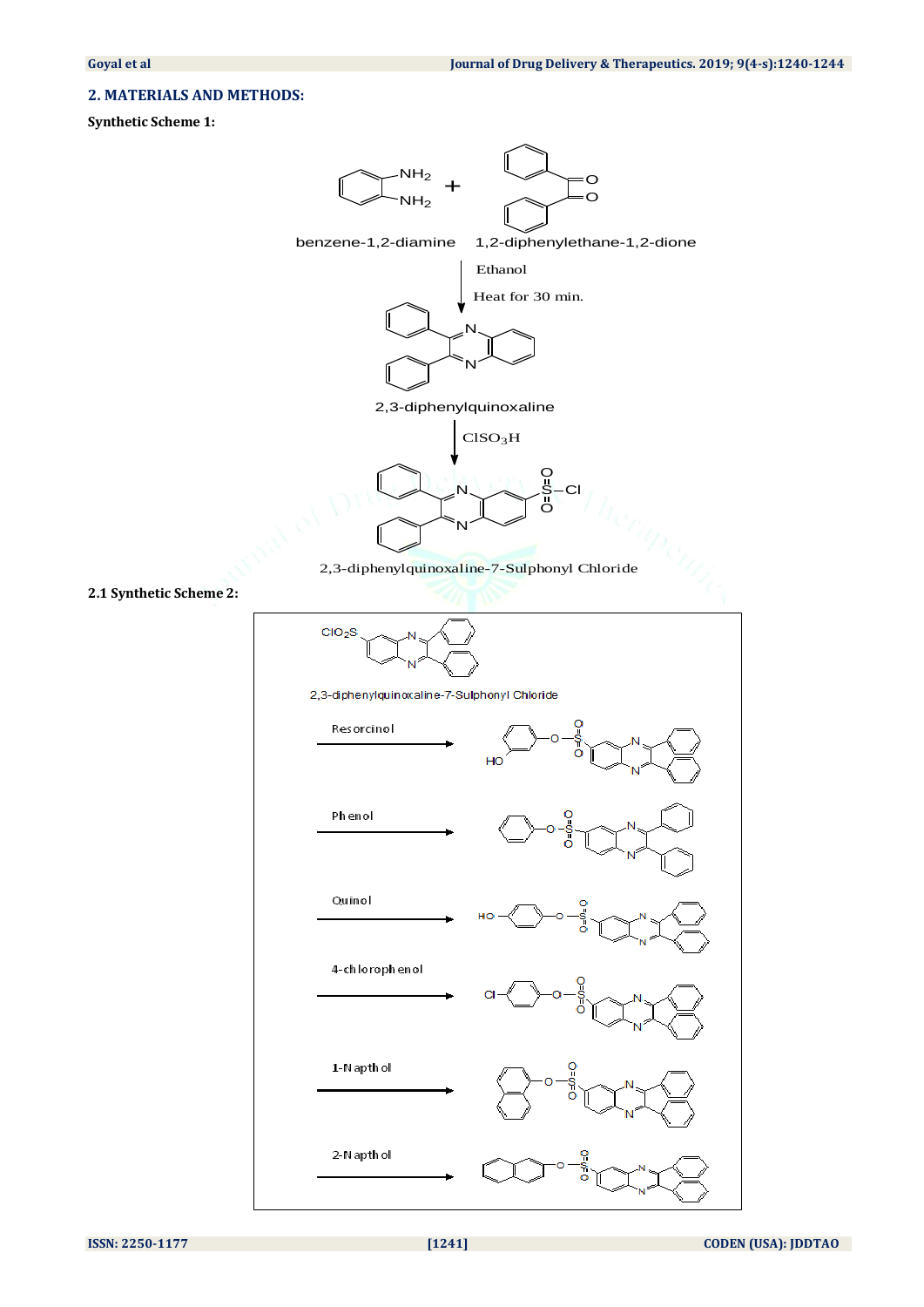## 2. MATERIALS AND METHODS:

**Synthetic Scheme 1:**

benzene-1,2-diamine + 1,2-diphenylethane-1,2-dione

Ethanol

Heat for 30 min.

2,3-diphenylquinoxaline

$ClSO_3H$

2,3-diphenylquinoxaline-7-Sulphonyl Chloride

**2.1 Synthetic Scheme 2:**

2,3-diphenylquinoxaline-7-Sulphonyl Chloride

Resorcinol

Phenol

Quinol

4-chlorophenol

1-Napthol

2-Napthol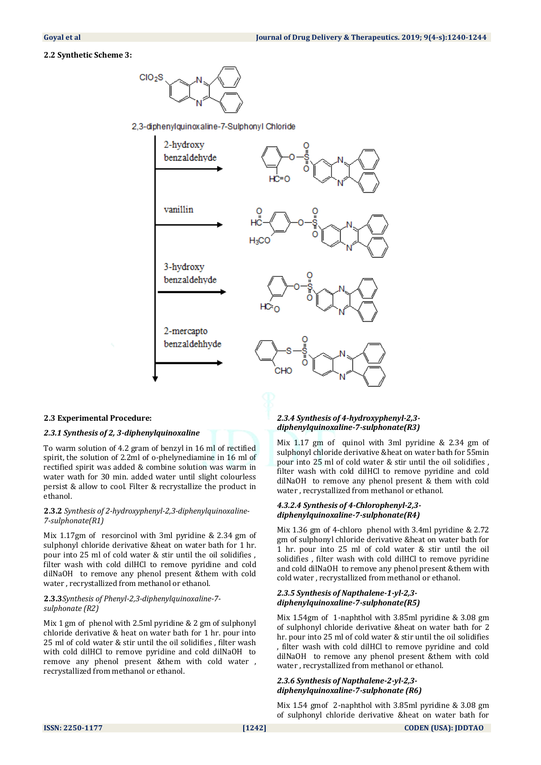**2.2 Synthetic Scheme 3:**

2,3-diphenylquinoxaline-7-Sulphonyl Chloride

2-hydroxy benzaldehyde

vanillin

3-hydroxy benzaldehyde

2-mercapto benzaldehhyde

**2.3 Experimental Procedure:**

***2.3.1 Synthesis of 2, 3-diphenylquinoxaline***

To warm solution of 4.2 gram of benzyl in 16 ml of rectified spirit, the solution of 2.2ml of o-phelynediamine in 16 ml of rectified spirit was added & combine solution was warm in water wath for 30 min. added water until slight colourless persist & allow to cool. Filter & recrystallize the product in ethanol.

**2.3.2** *Synthesis of 2-hydroxyphenyl-2,3-diphenylquinoxaline-7-sulphonate(R1)*

Mix 1.17gm of resorcinol with 3ml pyridine & 2.34 gm of sulphonyl chloride derivative &heat on water bath for 1 hr. pour into 25 ml of cold water & stir until the oil solidifies , filter wash with cold dilHCl to remove pyridine and cold dilNaOH to remove any phenol present & them with cold water , recrystallized from methanol or ethanol.

**2.3.3***Synthesis of Phenyl-2,3-diphenylquinoxaline-7-sulphonate (R2)*

Mix 1 gm of phenol with 2.5ml pyridine & 2 gm of sulphonyl chloride derivative & heat on water bath for 1 hr. pour into 25 ml of cold water & stir until the oil solidifies , filter wash with cold dilHCl to remove pyridine and cold dilNaOH to remove any phenol present &them with cold water , recrystallized from methanol or ethanol.

***2.3.4 Synthesis of 4-hydroxyphenyl-2,3-diphenylquinoxaline-7-sulphonate(R3)***

Mix 1.17 gm of quinol with 3ml pyridine & 2.34 gm of sulphonyl chloride derivative &heat on water bath for 55min pour into 25 ml of cold water & stir until the oil solidifies , filter wash with cold dilHCl to remove pyridine and cold dilNaOH to remove any phenol present & them with cold water , recrystallized from methanol or ethanol.

***4.3.2.4 Synthesis of 4-Chlorophenyl-2,3-diphenylquinoxaline-7-sulphonate(R4)***

Mix 1.36 gm of 4-chloro phenol with 3.4ml pyridine & 2.72 gm of sulphonyl chloride derivative &heat on water bath for 1 hr. pour into 25 ml of cold water & stir until the oil solidifies , filter wash with cold dilHCl to remove pyridine and cold dilNaOH to remove any phenol present &them with cold water , recrystallized from methanol or ethanol.

***2.3.5 Synthesis of Napthalene-1-yl-2,3-diphenylquinoxaline-7-sulphonate(R5)***

Mix 1.54gm of 1-naphthol with 3.85ml pyridine & 3.08 gm of sulphonyl chloride derivative &heat on water bath for 2 hr. pour into 25 ml of cold water & stir until the oil solidifies , filter wash with cold dilHCl to remove pyridine and cold dilNaOH to remove any phenol present &them with cold water , recrystallized from methanol or ethanol.

***2.3.6 Synthesis of Napthalene-2-yl-2,3-diphenylquinoxaline-7-sulphonate (R6)***

Mix 1.54 gmof 2-naphthol with 3.85ml pyridine & 3.08 gm of sulphonyl chloride derivative &heat on water bath for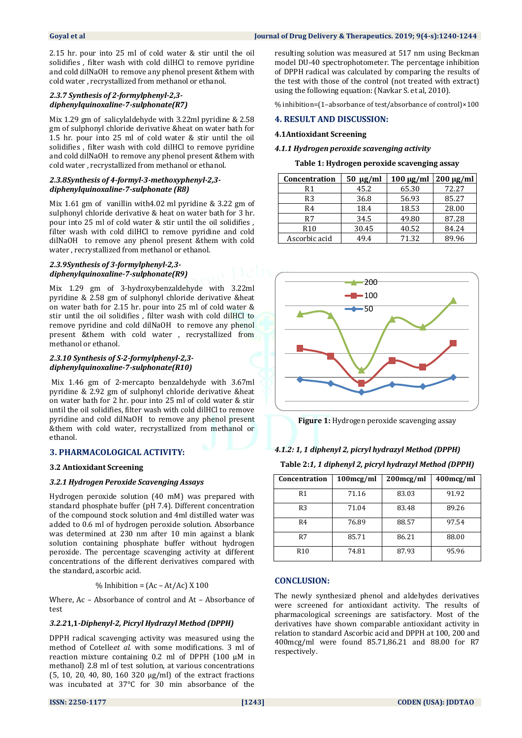2.15 hr. pour into 25 ml of cold water & stir until the oil solidifies , filter wash with cold dilHCl to remove pyridine and cold dilNaOH to remove any phenol present &them with cold water , recrystallized from methanol or ethanol.

### *2.3.7 Synthesis of 2-formylphenyl-2,3-diphenylquinoxaline-7-sulphonate(R7)*

Mix 1.29 gm of salicylaldehyde with 3.22ml pyridine & 2.58 gm of sulphonyl chloride derivative &heat on water bath for 1.5 hr. pour into 25 ml of cold water & stir until the oil solidifies , filter wash with cold dilHCl to remove pyridine and cold dilNaOH to remove any phenol present &them with cold water , recrystallized from methanol or ethanol.

### *2.3.8Synthesis of 4-formyl-3-methoxyphenyl-2,3-diphenylquinoxaline-7-sulphonate (R8)*

Mix 1.61 gm of vanillin with4.02 ml pyridine & 3.22 gm of sulphonyl chloride derivative & heat on water bath for 3 hr. pour into 25 ml of cold water & stir until the oil solidifies , filter wash with cold dilHCl to remove pyridine and cold dilNaOH to remove any phenol present &them with cold water , recrystallized from methanol or ethanol.

### *2.3.9Synthesis of 3-formylphenyl-2,3-diphenylquinoxaline-7-sulphonate(R9)*

Mix 1.29 gm of 3-hydroxybenzaldehyde with 3.22ml pyridine & 2.58 gm of sulphonyl chloride derivative &heat on water bath for 2.15 hr. pour into 25 ml of cold water & stir until the oil solidifies , filter wash with cold dilHCl to remove pyridine and cold dilNaOH to remove any phenol present &them with cold water , recrystallized from methanol or ethanol.

### *2.3.10 Synthesis of S-2-formylphenyl-2,3-diphenylquinoxaline-7-sulphonate(R10)*

Mix 1.46 gm of 2-mercapto benzaldehyde with 3.67ml pyridine & 2.92 gm of sulphonyl chloride derivative &heat on water bath for 2 hr. pour into 25 ml of cold water & stir until the oil solidifies, filter wash with cold dilHCl to remove pyridine and cold dilNaOH to remove any phenol present &them with cold water, recrystallized from methanol or ethanol.

## 3. PHARMACOLOGICAL ACTIVITY:

### 3.2 Antioxidant Screening

### *3.2.1 Hydrogen Peroxide Scavenging Assays*

Hydrogen peroxide solution (40 mM) was prepared with standard phosphate buffer (pH 7.4). Different concentration of the compound stock solution and 4ml distilled water was added to 0.6 ml of hydrogen peroxide solution. Absorbance was determined at 230 nm after 10 min against a blank solution containing phosphate buffer without hydrogen peroxide. The percentage scavenging activity at different concentrations of the different derivatives compared with the standard, ascorbic acid.

$$\% \text{ Inhibition} = (Ac - At/Ac) \text{ X } 100$$

Where, Ac – Absorbance of control and At – Absorbance of test

### *3.2.21,1-Diphenyl-2, Picryl Hydrazyl Method (DPPH)*

DPPH radical scavenging activity was measured using the method of Cotelle*et al.* with some modifications. 3 ml of reaction mixture containing 0.2 ml of DPPH (100 μM in methanol) 2.8 ml of test solution, at various concentrations (5, 10, 20, 40, 80, 160 320 μg/ml) of the extract fractions was incubated at 37°C for 30 min absorbance of the resulting solution was measured at 517 nm using Beckman model DU-40 spectrophotometer. The percentage inhibition of DPPH radical was calculated by comparing the results of the test with those of the control (not treated with extract) using the following equation: (Navkar S. et al, 2010).

$$\% \text{ inhibition} = (1 - \text{absorbance of test}/\text{absorbance of control}) \times 100$$

## 4. RESULT AND DISCUSSION:

### 4.1Antioxidant Screening

### *4.1.1 Hydrogen peroxide scavenging activity*

**Table 1: Hydrogen peroxide scavenging assay**

| Concentration | 50 μg/ml | 100 μg/ml | 200 μg/ml |
|---|---|---|---|
| R1 | 45.2 | 65.30 | 72.27 |
| R3 | 36.8 | 56.93 | 85.27 |
| R4 | 18.4 | 18.53 | 28.00 |
| R7 | 34.5 | 49.80 | 87.28 |
| R10 | 30.45 | 40.52 | 84.24 |
| Ascorbic acid | 49.4 | 71.32 | 89.96 |

**Figure 1:** Hydrogen peroxide scavenging assay

### *4.1.2: 1, 1 diphenyl 2, picryl hydrazyl Method (DPPH)*

**Table 2:*1, 1 diphenyl 2, picryl hydrazyl Method (DPPH)***

| Concentration | 100mcg/ml | 200mcg/ml | 400mcg/ml |
|---|---|---|---|
| R1 | 71.16 | 83.03 | 91.92 |
| R3 | 71.04 | 83.48 | 89.26 |
| R4 | 76.89 | 88.57 | 97.54 |
| R7 | 85.71 | 86.21 | 88.00 |
| R10 | 74.81 | 87.93 | 95.96 |

## CONCLUSION:

The newly synthesized phenol and aldehydes derivatives were screened for antioxidant activity. The results of pharmacological screenings are satisfactory. Most of the derivatives have shown comparable antioxidant activity in relation to standard Ascorbic acid and DPPH at 100, 200 and 400mcg/ml were found 85.71,86.21 and 88.00 for R7 respectively.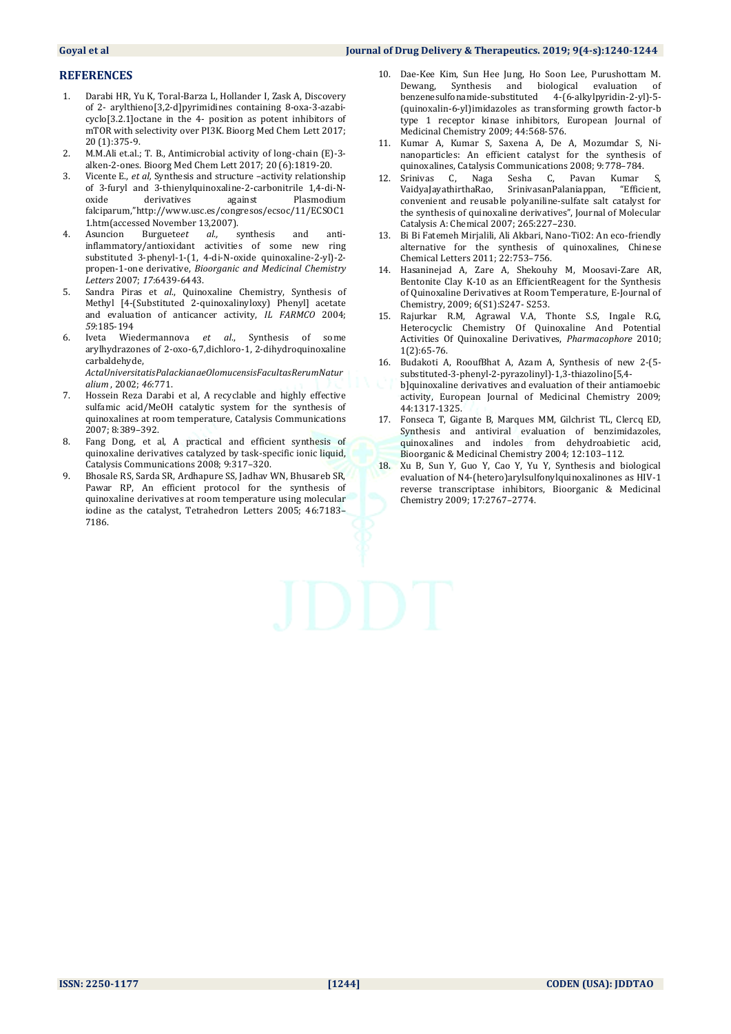## REFERENCES

1. Darabi HR, Yu K, Toral-Barza L, Hollander I, Zask A, Discovery of 2- arylthieno[3,2-d]pyrimidines containing 8-oxa-3-azabi-cyclo[3.2.1]octane in the 4- position as potent inhibitors of mTOR with selectivity over PI3K. Bioorg Med Chem Lett 2017; 20 (1):375-9.
2. M.M.Ali et.al.; T. B., Antimicrobial activity of long-chain (E)-3-alken-2-ones. Bioorg Med Chem Lett 2017; 20 (6):1819-20.
3. Vicente E., *et al,* Synthesis and structure –activity relationship of 3-furyl and 3-thienylquinoxaline-2-carbonitrile 1,4-di-N-oxide derivatives against Plasmodium falciparum,"http://www.usc.es/congresos/ecsoc/11/ECSOC11.htm(accessed November 13,2007).
4. Asuncion Burguete*et al.,* synthesis and anti-inflammatory/antioxidant activities of some new ring substituted 3-phenyl-1-(1, 4-di-N-oxide quinoxaline-2-yl)-2-propen-1-one derivative, *Bioorganic and Medicinal Chemistry Letters* 2007; *17*:6439-6443.
5. Sandra Piras et *al*., Quinoxaline Chemistry, Synthesis of Methyl [4-(Substituted 2-quinoxalinyloxy) Phenyl] acetate and evaluation of anticancer activity, *IL FARMCO* 2004; *59*:185-194
6. Iveta Wiedermannova *et al*., Synthesis of some arylhydrazones of 2-oxo-6,7,dichloro-1, 2-dihydroquinoxaline carbaldehyde, *ActaUniversitatisPalackianaeOlomucensisFacultasRerumNaturalium*, 2002; *46*:771.
7. Hossein Reza Darabi et al, A recyclable and highly effective sulfamic acid/MeOH catalytic system for the synthesis of quinoxalines at room temperature, Catalysis Communications 2007; 8:389–392.
8. Fang Dong, et al, A practical and efficient synthesis of quinoxaline derivatives catalyzed by task-specific ionic liquid, Catalysis Communications 2008; 9:317–320.
9. Bhosale RS, Sarda SR, Ardhapure SS, Jadhav WN, Bhusareb SR, Pawar RP, An efficient protocol for the synthesis of quinoxaline derivatives at room temperature using molecular iodine as the catalyst, Tetrahedron Letters 2005; 46:7183–7186.
10. Dae-Kee Kim, Sun Hee Jung, Ho Soon Lee, Purushottam M. Dewang, Synthesis and biological evaluation of benzenesulfonamide-substituted 4-(6-alkylpyridin-2-yl)-5-(quinoxalin-6-yl)imidazoles as transforming growth factor-b type 1 receptor kinase inhibitors, European Journal of Medicinal Chemistry 2009; 44:568-576.
11. Kumar A, Kumar S, Saxena A, De A, Mozumdar S, Ni-nanoparticles: An efficient catalyst for the synthesis of quinoxalines, Catalysis Communications 2008; 9:778–784.
12. Srinivas C, Naga Sesha C, Pavan Kumar S, VaidyaJayathirthaRao, SrinivasanPalaniappan, "Efficient, convenient and reusable polyaniline-sulfate salt catalyst for the synthesis of quinoxaline derivatives", Journal of Molecular Catalysis A: Chemical 2007; 265:227–230.
13. Bi Bi Fatemeh Mirjalili, Ali Akbari, Nano-TiO2: An eco-friendly alternative for the synthesis of quinoxalines, Chinese Chemical Letters 2011; 22:753–756.
14. Hasaninejad A, Zare A, Shekouhy M, Moosavi-Zare AR, Bentonite Clay K-10 as an EfficientReagent for the Synthesis of Quinoxaline Derivatives at Room Temperature, E-Journal of Chemistry, 2009; 6(S1):S247- S253.
15. Rajurkar R.M, Agrawal V.A, Thonte S.S, Ingale R.G, Heterocyclic Chemistry Of Quinoxaline And Potential Activities Of Quinoxaline Derivatives, *Pharmacophore* 2010; 1(2):65-76.
16. Budakoti A, RooufBhat A, Azam A, Synthesis of new 2-(5-substituted-3-phenyl-2-pyrazolinyl)-1,3-thiazolino[5,4-b]quinoxaline derivatives and evaluation of their antiamoebic activity, European Journal of Medicinal Chemistry 2009; 44:1317-1325.
17. Fonseca T, Gigante B, Marques MM, Gilchrist TL, Clercq ED, Synthesis and antiviral evaluation of benzimidazoles, quinoxalines and indoles from dehydroabietic acid, Bioorganic & Medicinal Chemistry 2004; 12:103–112.
18. Xu B, Sun Y, Guo Y, Cao Y, Yu Y, Synthesis and biological evaluation of N4-(hetero)arylsulfonylquinoxalinones as HIV-1 reverse transcriptase inhibitors, Bioorganic & Medicinal Chemistry 2009; 17:2767–2774.